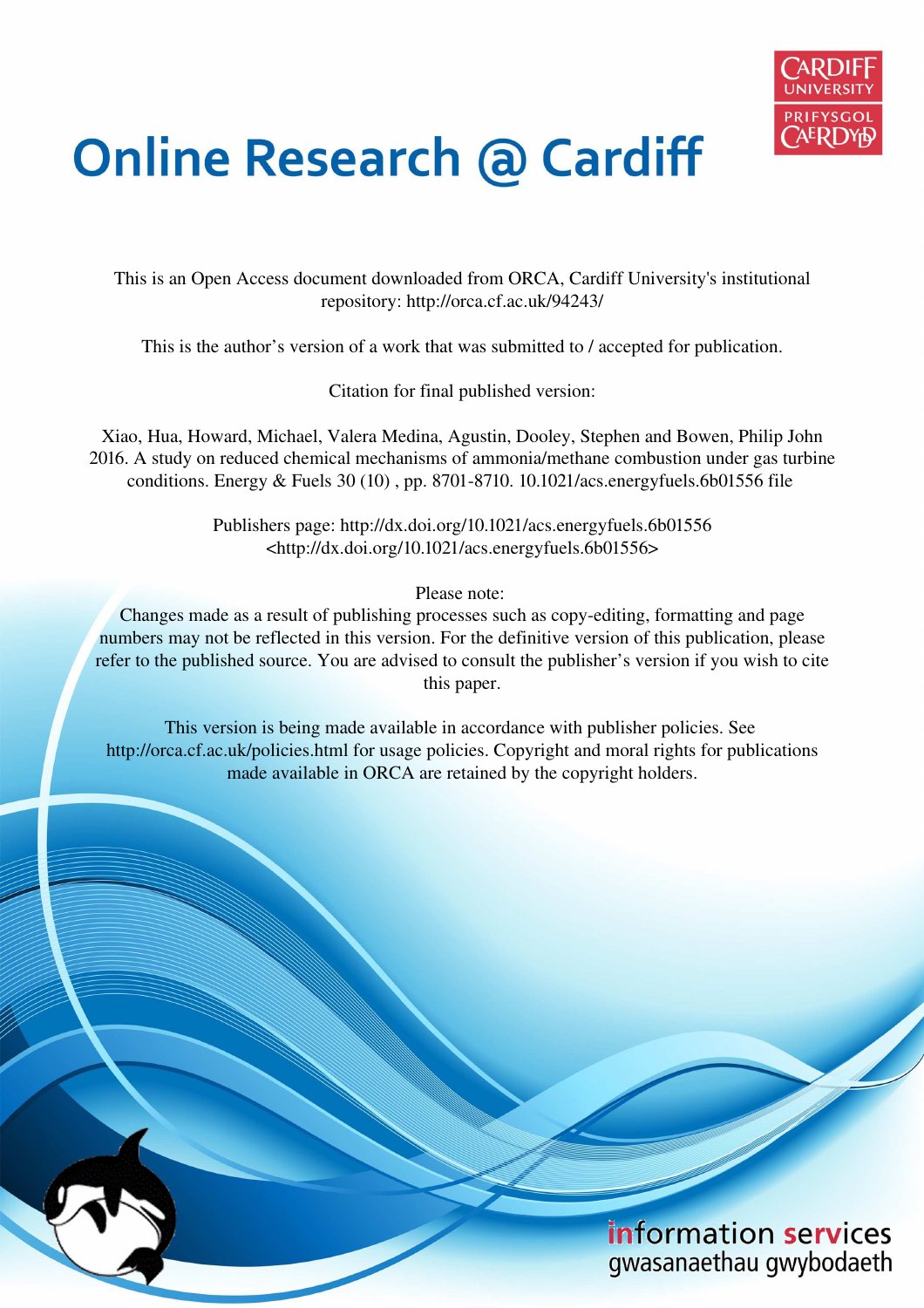# Online Research @ Cardiff

This is an Open Access document downloaded from ORCA, Cardiff University's institutional repository: http://orca.cf.ac.uk/94243/

This is the author's version of a work that was submitted to / accepted for publication.

Citation for final published version:

Xiao, Hua, Howard, Michael, Valera Medina, Agustin, Dooley, Stephen and Bowen, Philip John 2016. A study on reduced chemical mechanisms of ammonia/methane combustion under gas turbine conditions. Energy & Fuels 30 (10) , pp. 8701-8710. 10.1021/acs.energyfuels.6b01556 file

Publishers page: http://dx.doi.org/10.1021/acs.energyfuels.6b01556
<http://dx.doi.org/10.1021/acs.energyfuels.6b01556>

Please note:
Changes made as a result of publishing processes such as copy-editing, formatting and page numbers may not be reflected in this version. For the definitive version of this publication, please refer to the published source. You are advised to consult the publisher's version if you wish to cite this paper.

This version is being made available in accordance with publisher policies. See http://orca.cf.ac.uk/policies.html for usage policies. Copyright and moral rights for publications made available in ORCA are retained by the copyright holders.

information services
gwasanaethau gwybodaeth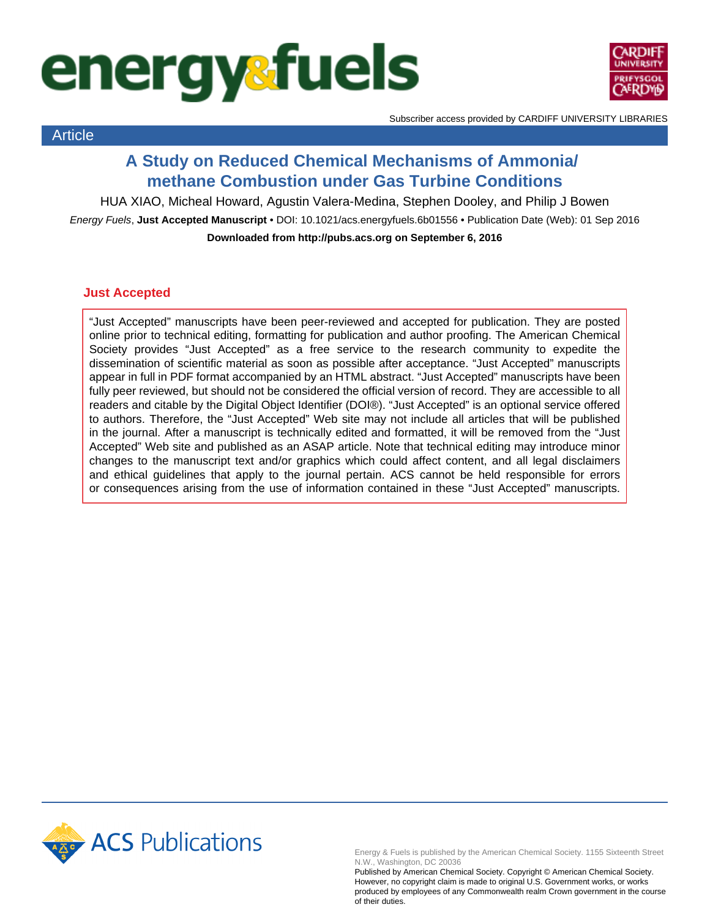Subscriber access provided by CARDIFF UNIVERSITY LIBRARIES

Article

# A Study on Reduced Chemical Mechanisms of Ammonia/methane Combustion under Gas Turbine Conditions

HUA XIAO, Micheal Howard, Agustin Valera-Medina, Stephen Dooley, and Philip J Bowen

*Energy Fuels*, **Just Accepted Manuscript** • DOI: 10.1021/acs.energyfuels.6b01556 • Publication Date (Web): 01 Sep 2016

**Downloaded from http://pubs.acs.org on September 6, 2016**

## Just Accepted

"Just Accepted" manuscripts have been peer-reviewed and accepted for publication. They are posted online prior to technical editing, formatting for publication and author proofing. The American Chemical Society provides "Just Accepted" as a free service to the research community to expedite the dissemination of scientific material as soon as possible after acceptance. "Just Accepted" manuscripts appear in full in PDF format accompanied by an HTML abstract. "Just Accepted" manuscripts have been fully peer reviewed, but should not be considered the official version of record. They are accessible to all readers and citable by the Digital Object Identifier (DOI®). "Just Accepted" is an optional service offered to authors. Therefore, the "Just Accepted" Web site may not include all articles that will be published in the journal. After a manuscript is technically edited and formatted, it will be removed from the "Just Accepted" Web site and published as an ASAP article. Note that technical editing may introduce minor changes to the manuscript text and/or graphics which could affect content, and all legal disclaimers and ethical guidelines that apply to the journal pertain. ACS cannot be held responsible for errors or consequences arising from the use of information contained in these "Just Accepted" manuscripts.

Energy & Fuels is published by the American Chemical Society. 1155 Sixteenth Street N.W., Washington, DC 20036
Published by American Chemical Society. Copyright © American Chemical Society. However, no copyright claim is made to original U.S. Government works, or works produced by employees of any Commonwealth realm Crown government in the course of their duties.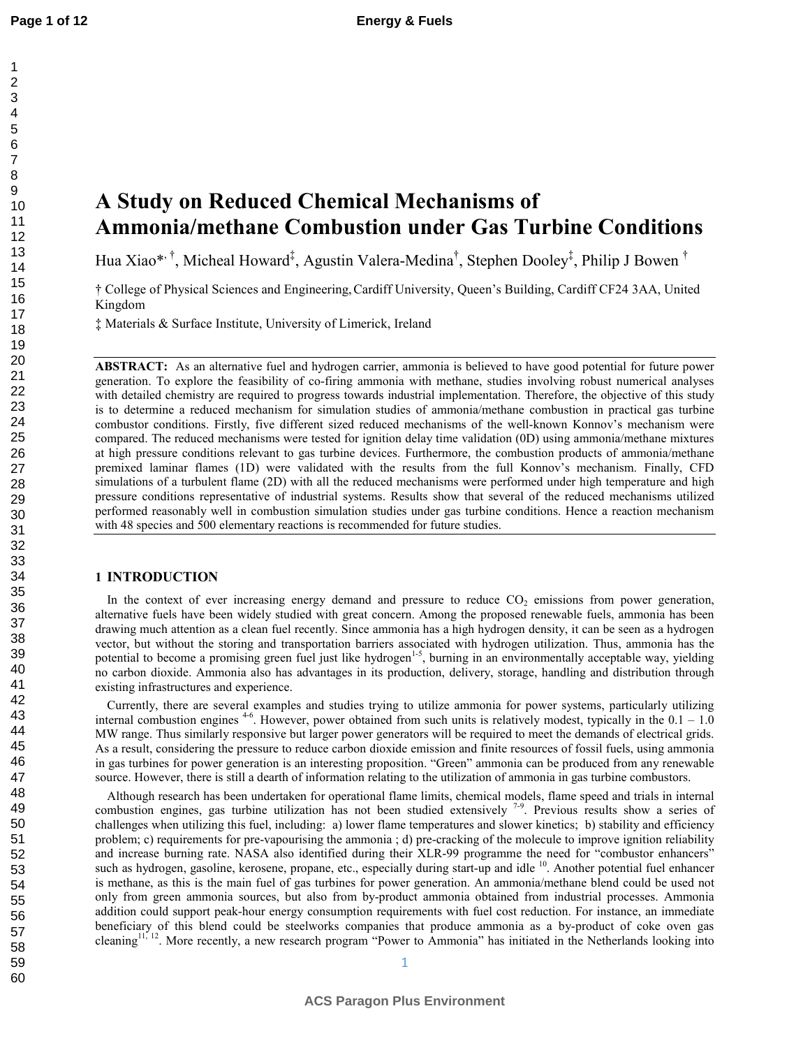# A Study on Reduced Chemical Mechanisms of Ammonia/methane Combustion under Gas Turbine Conditions

Hua Xiao*, †, Micheal Howard‡, Agustin Valera-Medina†, Stephen Dooley‡, Philip J Bowen †

† College of Physical Sciences and Engineering, Cardiff University, Queen's Building, Cardiff CF24 3AA, United Kingdom

‡ Materials & Surface Institute, University of Limerick, Ireland

**ABSTRACT:** As an alternative fuel and hydrogen carrier, ammonia is believed to have good potential for future power generation. To explore the feasibility of co-firing ammonia with methane, studies involving robust numerical analyses with detailed chemistry are required to progress towards industrial implementation. Therefore, the objective of this study is to determine a reduced mechanism for simulation studies of ammonia/methane combustion in practical gas turbine combustor conditions. Firstly, five different sized reduced mechanisms of the well-known Konnov's mechanism were compared. The reduced mechanisms were tested for ignition delay time validation (0D) using ammonia/methane mixtures at high pressure conditions relevant to gas turbine devices. Furthermore, the combustion products of ammonia/methane premixed laminar flames (1D) were validated with the results from the full Konnov's mechanism. Finally, CFD simulations of a turbulent flame (2D) with all the reduced mechanisms were performed under high temperature and high pressure conditions representative of industrial systems. Results show that several of the reduced mechanisms utilized performed reasonably well in combustion simulation studies under gas turbine conditions. Hence a reaction mechanism with 48 species and 500 elementary reactions is recommended for future studies.

## 1 INTRODUCTION

In the context of ever increasing energy demand and pressure to reduce $CO_2$ emissions from power generation, alternative fuels have been widely studied with great concern. Among the proposed renewable fuels, ammonia has been drawing much attention as a clean fuel recently. Since ammonia has a high hydrogen density, it can be seen as a hydrogen vector, but without the storing and transportation barriers associated with hydrogen utilization. Thus, ammonia has the potential to become a promising green fuel just like hydrogen[1-5], burning in an environmentally acceptable way, yielding no carbon dioxide. Ammonia also has advantages in its production, delivery, storage, handling and distribution through existing infrastructures and experience.

Currently, there are several examples and studies trying to utilize ammonia for power systems, particularly utilizing internal combustion engines [4-6]. However, power obtained from such units is relatively modest, typically in the 0.1 – 1.0 MW range. Thus similarly responsive but larger power generators will be required to meet the demands of electrical grids. As a result, considering the pressure to reduce carbon dioxide emission and finite resources of fossil fuels, using ammonia in gas turbines for power generation is an interesting proposition. "Green" ammonia can be produced from any renewable source. However, there is still a dearth of information relating to the utilization of ammonia in gas turbine combustors.

Although research has been undertaken for operational flame limits, chemical models, flame speed and trials in internal combustion engines, gas turbine utilization has not been studied extensively [7-9]. Previous results show a series of challenges when utilizing this fuel, including: a) lower flame temperatures and slower kinetics; b) stability and efficiency problem; c) requirements for pre-vapourising the ammonia ; d) pre-cracking of the molecule to improve ignition reliability and increase burning rate. NASA also identified during their XLR-99 programme the need for "combustor enhancers" such as hydrogen, gasoline, kerosene, propane, etc., especially during start-up and idle [10]. Another potential fuel enhancer is methane, as this is the main fuel of gas turbines for power generation. An ammonia/methane blend could be used not only from green ammonia sources, but also from by-product ammonia obtained from industrial processes. Ammonia addition could support peak-hour energy consumption requirements with fuel cost reduction. For instance, an immediate beneficiary of this blend could be steelworks companies that produce ammonia as a by-product of coke oven gas cleaning[11, 12]. More recently, a new research program "Power to Ammonia" has initiated in the Netherlands looking into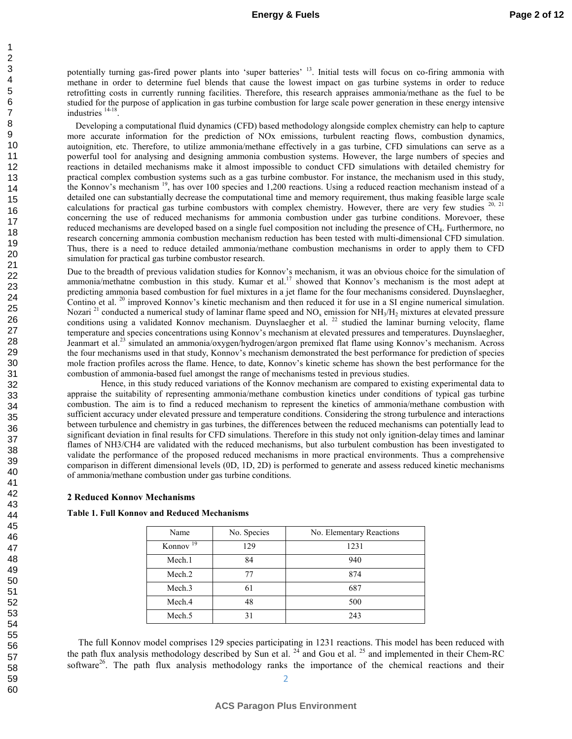potentially turning gas-fired power plants into 'super batteries' [13]. Initial tests will focus on co-firing ammonia with methane in order to determine fuel blends that cause the lowest impact on gas turbine systems in order to reduce retrofitting costs in currently running facilities. Therefore, this research appraises ammonia/methane as the fuel to be studied for the purpose of application in gas turbine combustion for large scale power generation in these energy intensive industries [14-18].

Developing a computational fluid dynamics (CFD) based methodology alongside complex chemistry can help to capture more accurate information for the prediction of NOx emissions, turbulent reacting flows, combustion dynamics, autoignition, etc. Therefore, to utilize ammonia/methane effectively in a gas turbine, CFD simulations can serve as a powerful tool for analysing and designing ammonia combustion systems. However, the large numbers of species and reactions in detailed mechanisms make it almost impossible to conduct CFD simulations with detailed chemistry for practical complex combustion systems such as a gas turbine combustor. For instance, the mechanism used in this study, the Konnov's mechanism [19], has over 100 species and 1,200 reactions. Using a reduced reaction mechanism instead of a detailed one can substantially decrease the computational time and memory requirement, thus making feasible large scale calculations for practical gas turbine combustors with complex chemistry. However, there are very few studies [20, 21] concerning the use of reduced mechanisms for ammonia combustion under gas turbine conditions. Morevoer, these reduced mechanisms are developed based on a single fuel composition not including the presence of $CH_4$. Furthermore, no research concerning ammonia combustion mechanism reduction has been tested with multi-dimensional CFD simulation. Thus, there is a need to reduce detailed ammonia/methane combustion mechanisms in order to apply them to CFD simulation for practical gas turbine combustor research.

Due to the breadth of previous validation studies for Konnov's mechanism, it was an obvious choice for the simulation of ammonia/methatne combustion in this study. Kumar et al.[17] showed that Konnov's mechanism is the most adept at predicting ammonia based combustion for fuel mixtures in a jet flame for the four mechanisms considered. Duynslaegher, Contino et al. [20] improved Konnov's kinetic mechanism and then reduced it for use in a SI engine numerical simulation. Nozari [21] conducted a numerical study of laminar flame speed and $NO_x$ emission for $NH_3/H_2$ mixtures at elevated pressure conditions using a validated Konnov mechanism. Duynslaegher et al. [22] studied the laminar burning velocity, flame temperature and species concentrations using Konnov's mechanism at elevated pressures and temperatures. Duynslaegher, Jeanmart et al.[23] simulated an ammonia/oxygen/hydrogen/argon premixed flat flame using Konnov's mechanism. Across the four mechanisms used in that study, Konnov's mechanism demonstrated the best performance for prediction of species mole fraction profiles across the flame. Hence, to date, Konnov's kinetic scheme has shown the best performance for the combustion of ammonia-based fuel amongst the range of mechanisms tested in previous studies.

Hence, in this study reduced variations of the Konnov mechanism are compared to existing experimental data to appraise the suitability of representing ammonia/methane combustion kinetics under conditions of typical gas turbine combustion. The aim is to find a reduced mechanism to represent the kinetics of ammonia/methane combustion with sufficient accuracy under elevated pressure and temperature conditions. Considering the strong turbulence and interactions between turbulence and chemistry in gas turbines, the differences between the reduced mechanisms can potentially lead to significant deviation in final results for CFD simulations. Therefore in this study not only ignition-delay times and laminar flames of NH3/CH4 are validated with the reduced mechanisms, but also turbulent combustion has been investigated to validate the performance of the proposed reduced mechanisms in more practical environments. Thus a comprehensive comparison in different dimensional levels (0D, 1D, 2D) is performed to generate and assess reduced kinetic mechanisms of ammonia/methane combustion under gas turbine conditions.

## 2 Reduced Konnov Mechanisms

**Table 1. Full Konnov and Reduced Mechanisms**

| Name | No. Species | No. Elementary Reactions |
|---|---|---|
| Konnov [19] | 129 | 1231 |
| Mech.1 | 84 | 940 |
| Mech.2 | 77 | 874 |
| Mech.3 | 61 | 687 |
| Mech.4 | 48 | 500 |
| Mech.5 | 31 | 243 |

The full Konnov model comprises 129 species participating in 1231 reactions. This model has been reduced with the path flux analysis methodology described by Sun et al. [24] and Gou et al. [25] and implemented in their Chem-RC software[26]. The path flux analysis methodology ranks the importance of the chemical reactions and their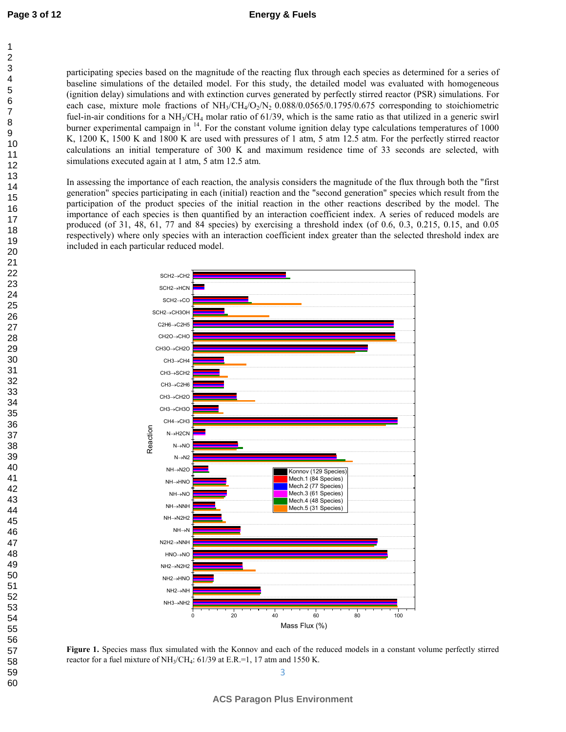participating species based on the magnitude of the reacting flux through each species as determined for a series of baseline simulations of the detailed model. For this study, the detailed model was evaluated with homogeneous (ignition delay) simulations and with extinction curves generated by perfectly stirred reactor (PSR) simulations. For each case, mixture mole fractions of $NH_3/CH_4/O_2/N_2$ 0.088/0.0565/0.1795/0.675 corresponding to stoichiometric fuel-in-air conditions for a $NH_3/CH_4$ molar ratio of 61/39, which is the same ratio as that utilized in a generic swirl burner experimental campaign in [14]. For the constant volume ignition delay type calculations temperatures of 1000 K, 1200 K, 1500 K and 1800 K are used with pressures of 1 atm, 5 atm 12.5 atm. For the perfectly stirred reactor calculations an initial temperature of 300 K and maximum residence time of 33 seconds are selected, with simulations executed again at 1 atm, 5 atm 12.5 atm.

In assessing the importance of each reaction, the analysis considers the magnitude of the flux through both the "first generation" species participating in each (initial) reaction and the "second generation" species which result from the participation of the product species of the initial reaction in the other reactions described by the model. The importance of each species is then quantified by an interaction coefficient index. A series of reduced models are produced (of 31, 48, 61, 77 and 84 species) by exercising a threshold index (of 0.6, 0.3, 0.215, 0.15, and 0.05 respectively) where only species with an interaction coefficient index greater than the selected threshold index are included in each particular reduced model.

**Figure 1.** Species mass flux simulated with the Konnov and each of the reduced models in a constant volume perfectly stirred reactor for a fuel mixture of $NH_3$/$CH_4$: 61/39 at E.R.=1, 17 atm and 1550 K.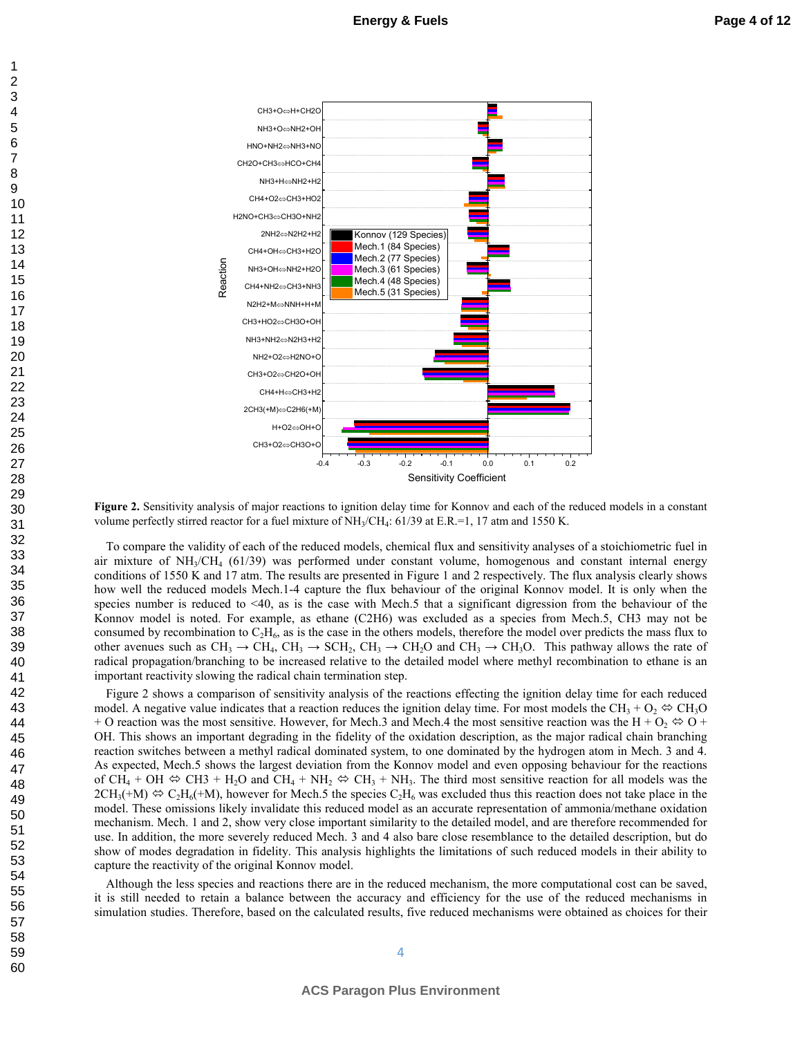**Figure 2.** Sensitivity analysis of major reactions to ignition delay time for Konnov and each of the reduced models in a constant volume perfectly stirred reactor for a fuel mixture of $NH_3/CH_4$: 61/39 at E.R.=1, 17 atm and 1550 K.

To compare the validity of each of the reduced models, chemical flux and sensitivity analyses of a stoichiometric fuel in air mixture of $NH_3/CH_4$ (61/39) was performed under constant volume, homogenous and constant internal energy conditions of 1550 K and 17 atm. The results are presented in Figure 1 and 2 respectively. The flux analysis clearly shows how well the reduced models Mech.1-4 capture the flux behaviour of the original Konnov model. It is only when the species number is reduced to <40, as is the case with Mech.5 that a significant digression from the behaviour of the Konnov model is noted. For example, as ethane (C2H6) was excluded as a species from Mech.5, CH3 may not be consumed by recombination to $C_2H_6$, as is the case in the others models, therefore the model over predicts the mass flux to other avenues such as $CH_3 \rightarrow CH_4$, $CH_3 \rightarrow SCH_2$, $CH_3 \rightarrow CH_2O$ and $CH_3 \rightarrow CH_3O$. This pathway allows the rate of radical propagation/branching to be increased relative to the detailed model where methyl recombination to ethane is an important reactivity slowing the radical chain termination step.

Figure 2 shows a comparison of sensitivity analysis of the reactions effecting the ignition delay time for each reduced model. A negative value indicates that a reaction reduces the ignition delay time. For most models the $CH_3 + O_2 \Leftrightarrow CH_3O + O$ reaction was the most sensitive. However, for Mech.3 and Mech.4 the most sensitive reaction was the $H + O_2 \Leftrightarrow O + OH$. This shows an important degrading in the fidelity of the oxidation description, as the major radical chain branching reaction switches between a methyl radical dominated system, to one dominated by the hydrogen atom in Mech. 3 and 4. As expected, Mech.5 shows the largest deviation from the Konnov model and even opposing behaviour for the reactions of $CH_4 + OH \Leftrightarrow CH3 + H_2O$ and $CH_4 + NH_2 \Leftrightarrow CH_3 + NH_3$. The third most sensitive reaction for all models was the $2CH_3(+M) \Leftrightarrow C_2H_6(+M)$, however for Mech.5 the species $C_2H_6$ was excluded thus this reaction does not take place in the model. These omissions likely invalidate this reduced model as an accurate representation of ammonia/methane oxidation mechanism. Mech. 1 and 2, show very close important similarity to the detailed model, and are therefore recommended for use. In addition, the more severely reduced Mech. 3 and 4 also bare close resemblance to the detailed description, but do show of modes degradation in fidelity. This analysis highlights the limitations of such reduced models in their ability to capture the reactivity of the original Konnov model.

Although the less species and reactions there are in the reduced mechanism, the more computational cost can be saved, it is still needed to retain a balance between the accuracy and efficiency for the use of the reduced mechanisms in simulation studies. Therefore, based on the calculated results, five reduced mechanisms were obtained as choices for their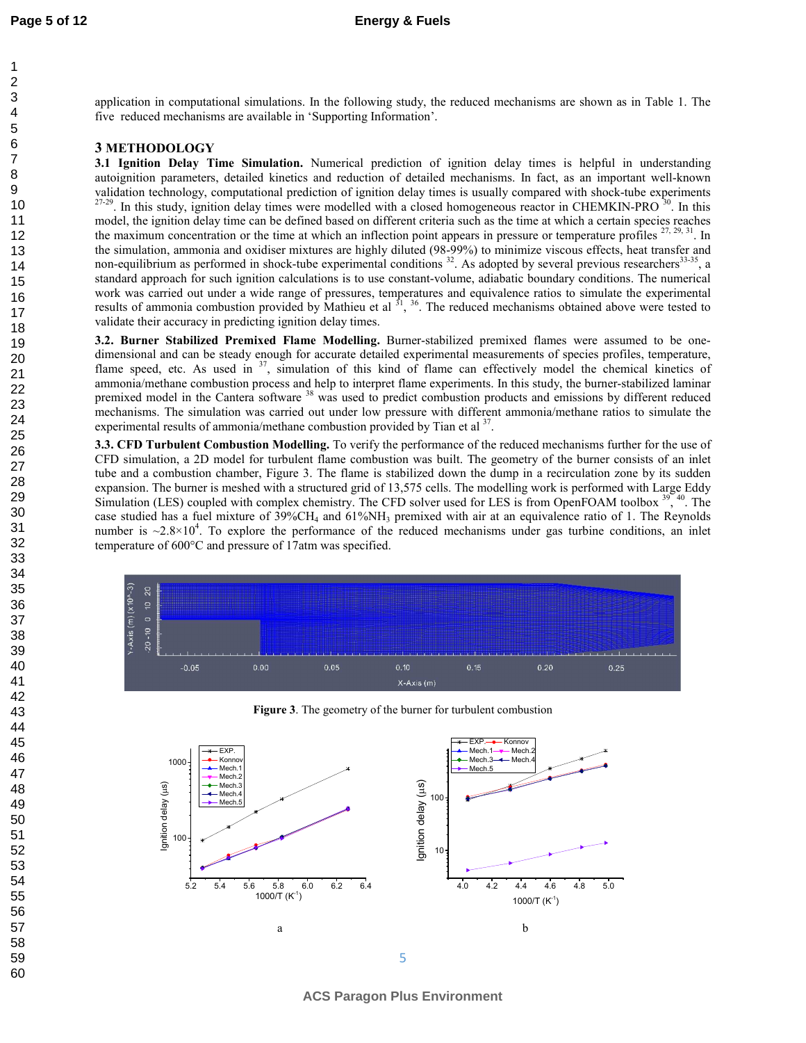application in computational simulations. In the following study, the reduced mechanisms are shown as in Table 1. The five reduced mechanisms are available in 'Supporting Information'.

## 3 METHODOLOGY

**3.1 Ignition Delay Time Simulation.** Numerical prediction of ignition delay times is helpful in understanding autoignition parameters, detailed kinetics and reduction of detailed mechanisms. In fact, as an important well-known validation technology, computational prediction of ignition delay times is usually compared with shock-tube experiments [27-29]. In this study, ignition delay times were modelled with a closed homogeneous reactor in CHEMKIN-PRO [30]. In this model, the ignition delay time can be defined based on different criteria such as the time at which a certain species reaches the maximum concentration or the time at which an inflection point appears in pressure or temperature profiles [27, 29, 31]. In the simulation, ammonia and oxidiser mixtures are highly diluted (98-99%) to minimize viscous effects, heat transfer and non-equilibrium as performed in shock-tube experimental conditions [32]. As adopted by several previous researchers[33-35], a standard approach for such ignition calculations is to use constant-volume, adiabatic boundary conditions. The numerical work was carried out under a wide range of pressures, temperatures and equivalence ratios to simulate the experimental results of ammonia combustion provided by Mathieu et al [31, 36]. The reduced mechanisms obtained above were tested to validate their accuracy in predicting ignition delay times.

**3.2. Burner Stabilized Premixed Flame Modelling.** Burner-stabilized premixed flames were assumed to be one-dimensional and can be steady enough for accurate detailed experimental measurements of species profiles, temperature, flame speed, etc. As used in [37], simulation of this kind of flame can effectively model the chemical kinetics of ammonia/methane combustion process and help to interpret flame experiments. In this study, the burner-stabilized laminar premixed model in the Cantera software [38] was used to predict combustion products and emissions by different reduced mechanisms. The simulation was carried out under low pressure with different ammonia/methane ratios to simulate the experimental results of ammonia/methane combustion provided by Tian et al [37].

**3.3. CFD Turbulent Combustion Modelling.** To verify the performance of the reduced mechanisms further for the use of CFD simulation, a 2D model for turbulent flame combustion was built. The geometry of the burner consists of an inlet tube and a combustion chamber, Figure 3. The flame is stabilized down the dump in a recirculation zone by its sudden expansion. The burner is meshed with a structured grid of 13,575 cells. The modelling work is performed with Large Eddy Simulation (LES) coupled with complex chemistry. The CFD solver used for LES is from OpenFOAM toolbox [39, 40]. The case studied has a fuel mixture of 39%$CH_4$ and 61%$NH_3$ premixed with air at an equivalence ratio of 1. The Reynolds number is ~$2.8\times10^4$. To explore the performance of the reduced mechanisms under gas turbine conditions, an inlet temperature of 600°C and pressure of 17atm was specified.

**Figure 3**. The geometry of the burner for turbulent combustion

a

b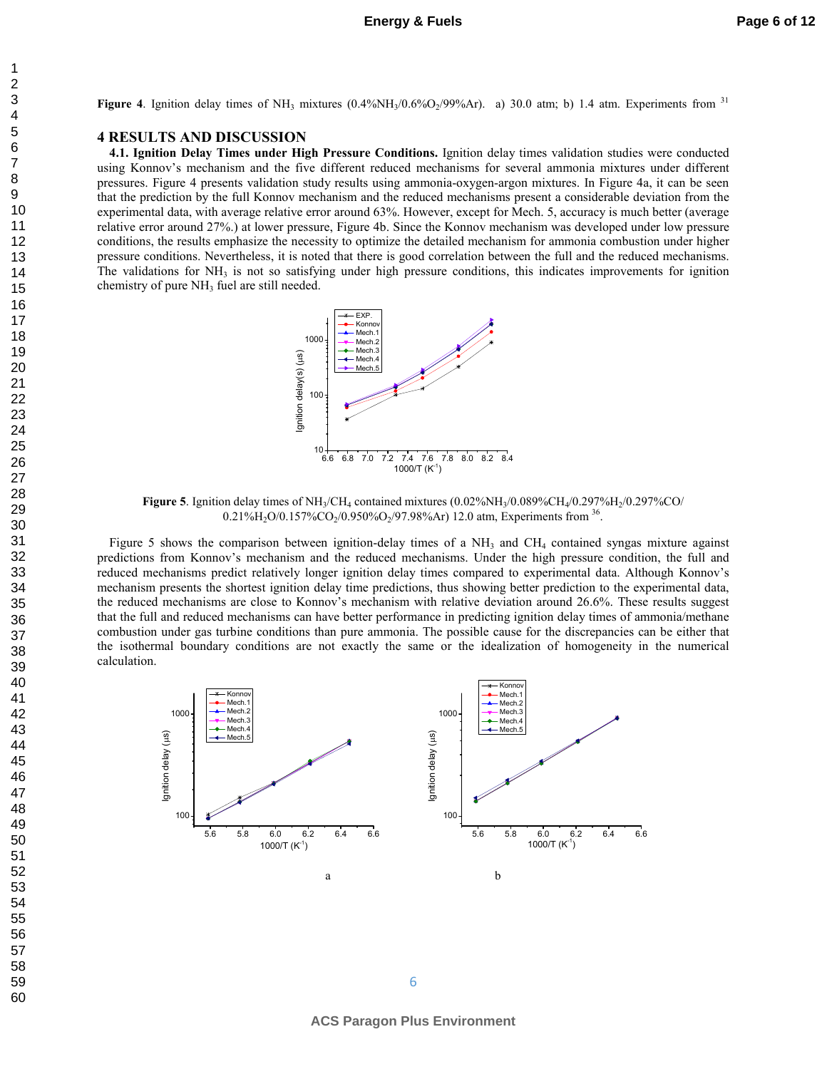**Figure 4**. Ignition delay times of $NH_3$ mixtures (0.4%$NH_3$/0.6%$O_2$/99%Ar). a) 30.0 atm; b) 1.4 atm. Experiments from [31]

## 4 RESULTS AND DISCUSSION

**4.1. Ignition Delay Times under High Pressure Conditions.** Ignition delay times validation studies were conducted using Konnov's mechanism and the five different reduced mechanisms for several ammonia mixtures under different pressures. Figure 4 presents validation study results using ammonia-oxygen-argon mixtures. In Figure 4a, it can be seen that the prediction by the full Konnov mechanism and the reduced mechanisms present a considerable deviation from the experimental data, with average relative error around 63%. However, except for Mech. 5, accuracy is much better (average relative error around 27%.) at lower pressure, Figure 4b. Since the Konnov mechanism was developed under low pressure conditions, the results emphasize the necessity to optimize the detailed mechanism for ammonia combustion under higher pressure conditions. Nevertheless, it is noted that there is good correlation between the full and the reduced mechanisms. The validations for $NH_3$ is not so satisfying under high pressure conditions, this indicates improvements for ignition chemistry of pure $NH_3$ fuel are still needed.

**Figure 5**. Ignition delay times of $NH_3$/$CH_4$ contained mixtures (0.02%$NH_3$/0.089%$CH_4$/0.297%$H_2$/0.297%CO/ 0.21%$H_2O$/0.157%$CO_2$/0.950%$O_2$/97.98%Ar) 12.0 atm, Experiments from [36].

Figure 5 shows the comparison between ignition-delay times of a $NH_3$ and $CH_4$ contained syngas mixture against predictions from Konnov's mechanism and the reduced mechanisms. Under the high pressure condition, the full and reduced mechanisms predict relatively longer ignition delay times compared to experimental data. Although Konnov's mechanism presents the shortest ignition delay time predictions, thus showing better prediction to the experimental data, the reduced mechanisms are close to Konnov's mechanism with relative deviation around 26.6%. These results suggest that the full and reduced mechanisms can have better performance in predicting ignition delay times of ammonia/methane combustion under gas turbine conditions than pure ammonia. The possible cause for the discrepancies can be either that the isothermal boundary conditions are not exactly the same or the idealization of homogeneity in the numerical calculation.

a

b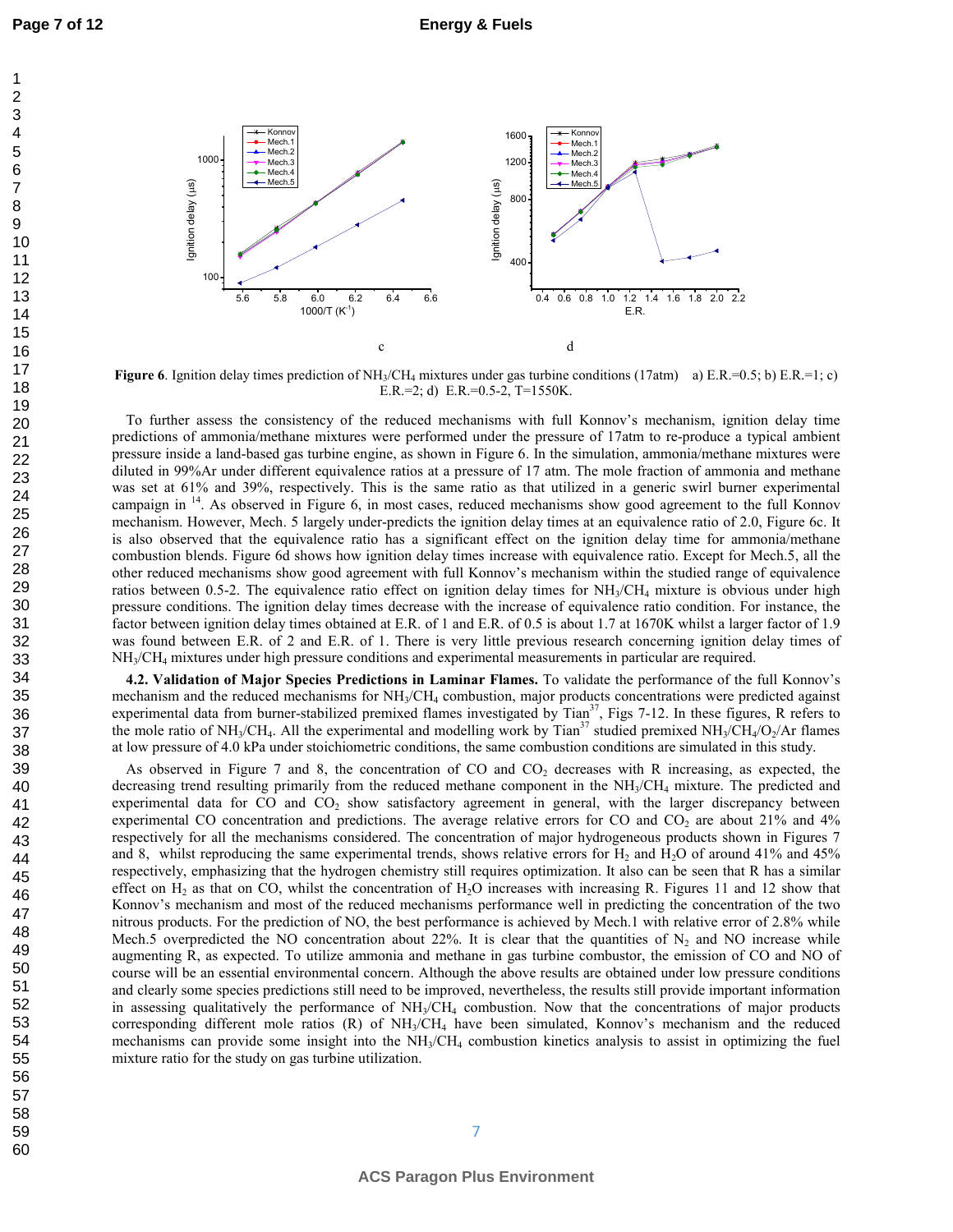c d

**Figure 6**. Ignition delay times prediction of $NH_3$/$CH_4$ mixtures under gas turbine conditions (17atm) a) E.R.=0.5; b) E.R.=1; c) E.R.=2; d) E.R.=0.5-2, T=1550K.

To further assess the consistency of the reduced mechanisms with full Konnov's mechanism, ignition delay time predictions of ammonia/methane mixtures were performed under the pressure of 17atm to re-produce a typical ambient pressure inside a land-based gas turbine engine, as shown in Figure 6. In the simulation, ammonia/methane mixtures were diluted in 99%Ar under different equivalence ratios at a pressure of 17 atm. The mole fraction of ammonia and methane was set at 61% and 39%, respectively. This is the same ratio as that utilized in a generic swirl burner experimental campaign in [14]. As observed in Figure 6, in most cases, reduced mechanisms show good agreement to the full Konnov mechanism. However, Mech. 5 largely under-predicts the ignition delay times at an equivalence ratio of 2.0, Figure 6c. It is also observed that the equivalence ratio has a significant effect on the ignition delay time for ammonia/methane combustion blends. Figure 6d shows how ignition delay times increase with equivalence ratio. Except for Mech.5, all the other reduced mechanisms show good agreement with full Konnov's mechanism within the studied range of equivalence ratios between 0.5-2. The equivalence ratio effect on ignition delay times for $NH_3$/$CH_4$ mixture is obvious under high pressure conditions. The ignition delay times decrease with the increase of equivalence ratio condition. For instance, the factor between ignition delay times obtained at E.R. of 1 and E.R. of 0.5 is about 1.7 at 1670K whilst a larger factor of 1.9 was found between E.R. of 2 and E.R. of 1. There is very little previous research concerning ignition delay times of $NH_3$/$CH_4$ mixtures under high pressure conditions and experimental measurements in particular are required.

**4.2. Validation of Major Species Predictions in Laminar Flames.** To validate the performance of the full Konnov's mechanism and the reduced mechanisms for $NH_3$/$CH_4$ combustion, major products concentrations were predicted against experimental data from burner-stabilized premixed flames investigated by Tian[37], Figs 7-12. In these figures, R refers to the mole ratio of $NH_3$/$CH_4$. All the experimental and modelling work by Tian[37] studied premixed $NH_3$/$CH_4$/$O_2$/Ar flames at low pressure of 4.0 kPa under stoichiometric conditions, the same combustion conditions are simulated in this study.

As observed in Figure 7 and 8, the concentration of CO and $CO_2$ decreases with R increasing, as expected, the decreasing trend resulting primarily from the reduced methane component in the $NH_3$/$CH_4$ mixture. The predicted and experimental data for CO and $CO_2$ show satisfactory agreement in general, with the larger discrepancy between experimental CO concentration and predictions. The average relative errors for CO and $CO_2$ are about 21% and 4% respectively for all the mechanisms considered. The concentration of major hydrogeneous products shown in Figures 7 and 8, whilst reproducing the same experimental trends, shows relative errors for $H_2$ and $H_2O$ of around 41% and 45% respectively, emphasizing that the hydrogen chemistry still requires optimization. It also can be seen that R has a similar effect on $H_2$ as that on CO, whilst the concentration of $H_2O$ increases with increasing R. Figures 11 and 12 show that Konnov's mechanism and most of the reduced mechanisms performance well in predicting the concentration of the two nitrous products. For the prediction of NO, the best performance is achieved by Mech.1 with relative error of 2.8% while Mech.5 overpredicted the NO concentration about 22%. It is clear that the quantities of $N_2$ and NO increase while augmenting R, as expected. To utilize ammonia and methane in gas turbine combustor, the emission of CO and NO of course will be an essential environmental concern. Although the above results are obtained under low pressure conditions and clearly some species predictions still need to be improved, nevertheless, the results still provide important information in assessing qualitatively the performance of $NH_3$/$CH_4$ combustion. Now that the concentrations of major products corresponding different mole ratios (R) of $NH_3$/$CH_4$ have been simulated, Konnov's mechanism and the reduced mechanisms can provide some insight into the $NH_3$/$CH_4$ combustion kinetics analysis to assist in optimizing the fuel mixture ratio for the study on gas turbine utilization.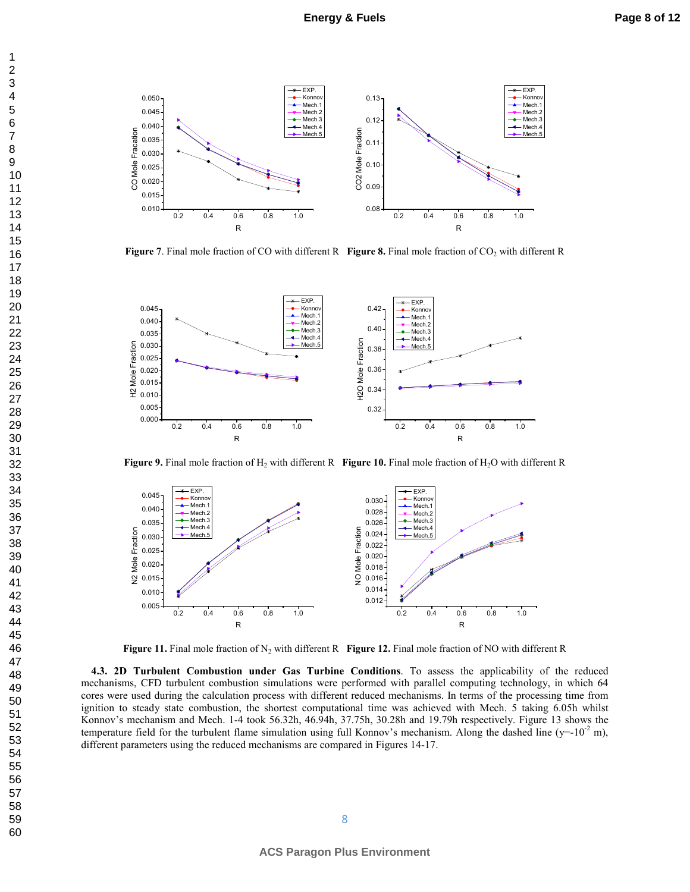**Figure 7**. Final mole fraction of CO with different R

**Figure 8.** Final mole fraction of $CO_2$ with different R

**Figure 9.** Final mole fraction of $H_2$ with different R

**Figure 10.** Final mole fraction of $H_2O$ with different R

**Figure 11.** Final mole fraction of $N_2$ with different R

**Figure 12.** Final mole fraction of NO with different R

**4.3. 2D Turbulent Combustion under Gas Turbine Conditions**. To assess the applicability of the reduced mechanisms, CFD turbulent combustion simulations were performed with parallel computing technology, in which 64 cores were used during the calculation process with different reduced mechanisms. In terms of the processing time from ignition to steady state combustion, the shortest computational time was achieved with Mech. 5 taking 6.05h whilst Konnov's mechanism and Mech. 1-4 took 56.32h, 46.94h, 37.75h, 30.28h and 19.79h respectively. Figure 13 shows the temperature field for the turbulent flame simulation using full Konnov's mechanism. Along the dashed line ($y=-10^{-2}$ m), different parameters using the reduced mechanisms are compared in Figures 14-17.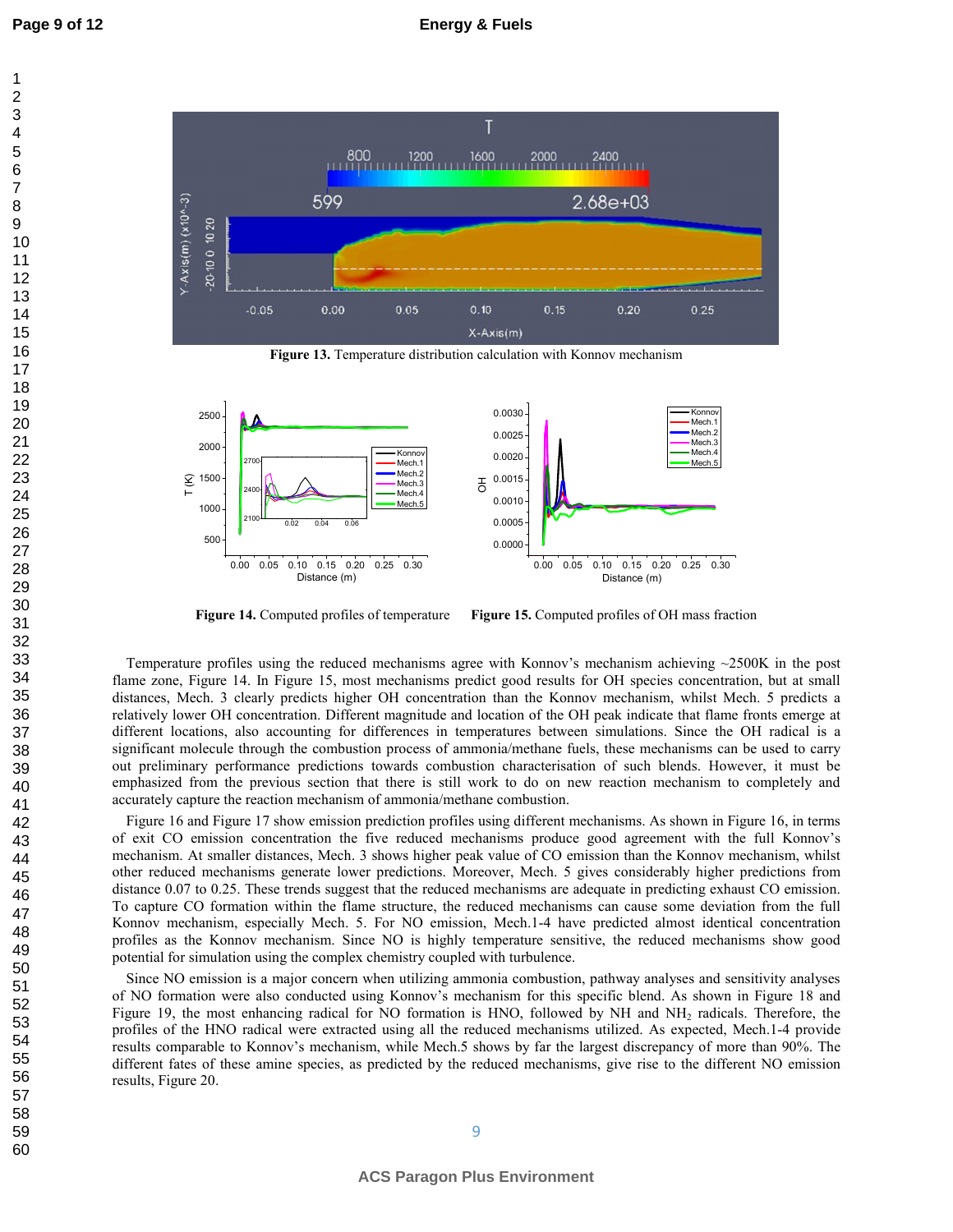Figure 13. Temperature distribution calculation with Konnov mechanism

Figure 14. Computed profiles of temperature

Figure 15. Computed profiles of OH mass fraction

Temperature profiles using the reduced mechanisms agree with Konnov's mechanism achieving ~2500K in the post flame zone, Figure 14. In Figure 15, most mechanisms predict good results for OH species concentration, but at small distances, Mech. 3 clearly predicts higher OH concentration than the Konnov mechanism, whilst Mech. 5 predicts a relatively lower OH concentration. Different magnitude and location of the OH peak indicate that flame fronts emerge at different locations, also accounting for differences in temperatures between simulations. Since the OH radical is a significant molecule through the combustion process of ammonia/methane fuels, these mechanisms can be used to carry out preliminary performance predictions towards combustion characterisation of such blends. However, it must be emphasized from the previous section that there is still work to do on new reaction mechanism to completely and accurately capture the reaction mechanism of ammonia/methane combustion.

Figure 16 and Figure 17 show emission prediction profiles using different mechanisms. As shown in Figure 16, in terms of exit CO emission concentration the five reduced mechanisms produce good agreement with the full Konnov's mechanism. At smaller distances, Mech. 3 shows higher peak value of CO emission than the Konnov mechanism, whilst other reduced mechanisms generate lower predictions. Moreover, Mech. 5 gives considerably higher predictions from distance 0.07 to 0.25. These trends suggest that the reduced mechanisms are adequate in predicting exhaust CO emission. To capture CO formation within the flame structure, the reduced mechanisms can cause some deviation from the full Konnov mechanism, especially Mech. 5. For NO emission, Mech.1-4 have predicted almost identical concentration profiles as the Konnov mechanism. Since NO is highly temperature sensitive, the reduced mechanisms show good potential for simulation using the complex chemistry coupled with turbulence.

Since NO emission is a major concern when utilizing ammonia combustion, pathway analyses and sensitivity analyses of NO formation were also conducted using Konnov's mechanism for this specific blend. As shown in Figure 18 and Figure 19, the most enhancing radical for NO formation is HNO, followed by NH and $NH_2$ radicals. Therefore, the profiles of the HNO radical were extracted using all the reduced mechanisms utilized. As expected, Mech.1-4 provide results comparable to Konnov's mechanism, while Mech.5 shows by far the largest discrepancy of more than 90%. The different fates of these amine species, as predicted by the reduced mechanisms, give rise to the different NO emission results, Figure 20.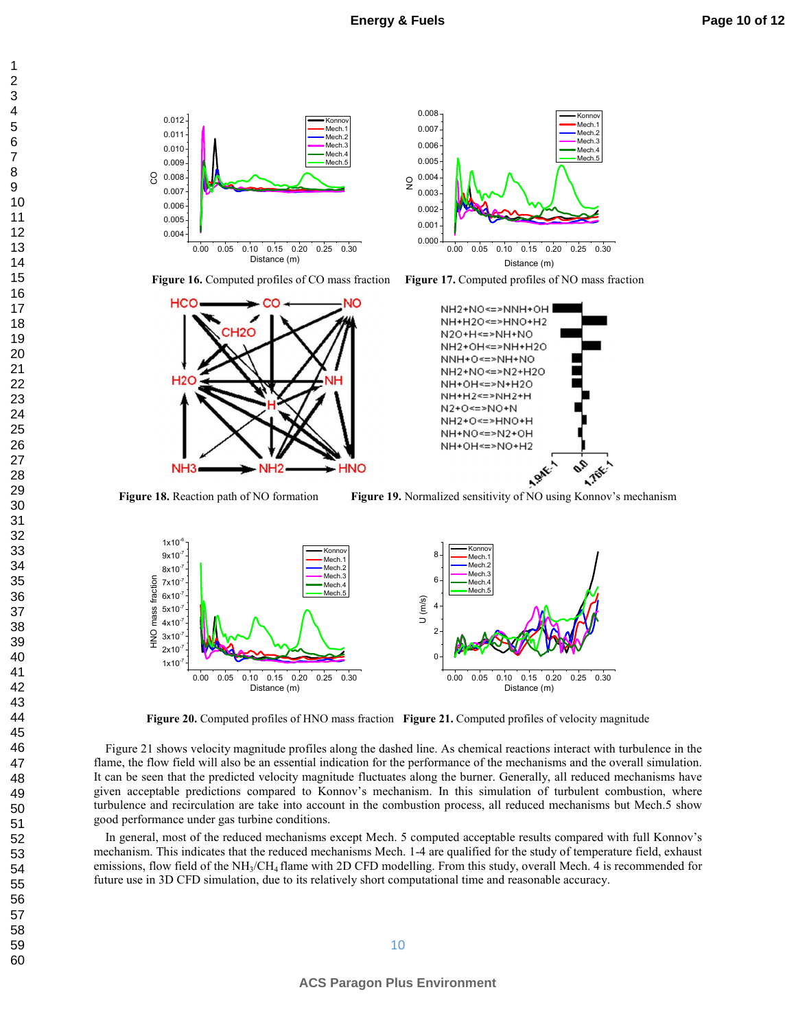Figure 16. Computed profiles of CO mass fraction

Figure 17. Computed profiles of NO mass fraction

Figure 18. Reaction path of NO formation

Figure 19. Normalized sensitivity of NO using Konnov's mechanism

Figure 20. Computed profiles of HNO mass fraction

Figure 21. Computed profiles of velocity magnitude

Figure 21 shows velocity magnitude profiles along the dashed line. As chemical reactions interact with turbulence in the flame, the flow field will also be an essential indication for the performance of the mechanisms and the overall simulation. It can be seen that the predicted velocity magnitude fluctuates along the burner. Generally, all reduced mechanisms have given acceptable predictions compared to Konnov's mechanism. In this simulation of turbulent combustion, where turbulence and recirculation are take into account in the combustion process, all reduced mechanisms but Mech.5 show good performance under gas turbine conditions.

In general, most of the reduced mechanisms except Mech. 5 computed acceptable results compared with full Konnov's mechanism. This indicates that the reduced mechanisms Mech. 1-4 are qualified for the study of temperature field, exhaust emissions, flow field of the $NH_3/CH_4$ flame with 2D CFD modelling. From this study, overall Mech. 4 is recommended for future use in 3D CFD simulation, due to its relatively short computational time and reasonable accuracy.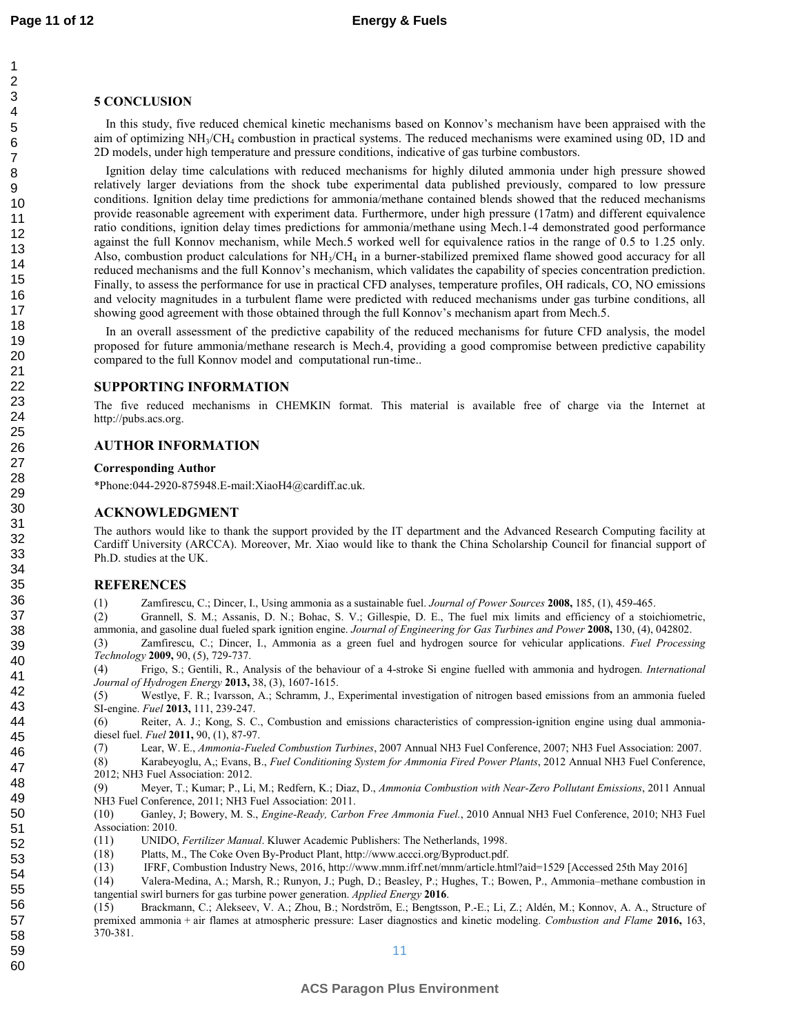## 5 CONCLUSION

In this study, five reduced chemical kinetic mechanisms based on Konnov's mechanism have been appraised with the aim of optimizing $NH_3/CH_4$ combustion in practical systems. The reduced mechanisms were examined using 0D, 1D and 2D models, under high temperature and pressure conditions, indicative of gas turbine combustors.

Ignition delay time calculations with reduced mechanisms for highly diluted ammonia under high pressure showed relatively larger deviations from the shock tube experimental data published previously, compared to low pressure conditions. Ignition delay time predictions for ammonia/methane contained blends showed that the reduced mechanisms provide reasonable agreement with experiment data. Furthermore, under high pressure (17atm) and different equivalence ratio conditions, ignition delay times predictions for ammonia/methane using Mech.1-4 demonstrated good performance against the full Konnov mechanism, while Mech.5 worked well for equivalence ratios in the range of 0.5 to 1.25 only. Also, combustion product calculations for $NH_3/CH_4$ in a burner-stabilized premixed flame showed good accuracy for all reduced mechanisms and the full Konnov's mechanism, which validates the capability of species concentration prediction. Finally, to assess the performance for use in practical CFD analyses, temperature profiles, OH radicals, CO, NO emissions and velocity magnitudes in a turbulent flame were predicted with reduced mechanisms under gas turbine conditions, all showing good agreement with those obtained through the full Konnov's mechanism apart from Mech.5.

In an overall assessment of the predictive capability of the reduced mechanisms for future CFD analysis, the model proposed for future ammonia/methane research is Mech.4, providing a good compromise between predictive capability compared to the full Konnov model and computational run-time..

## SUPPORTING INFORMATION

The five reduced mechanisms in CHEMKIN format. This material is available free of charge via the Internet at http://pubs.acs.org.

## AUTHOR INFORMATION

### Corresponding Author

*Phone:044-2920-875948.E-mail:XiaoH4@cardiff.ac.uk.

## ACKNOWLEDGMENT

The authors would like to thank the support provided by the IT department and the Advanced Research Computing facility at Cardiff University (ARCCA). Moreover, Mr. Xiao would like to thank the China Scholarship Council for financial support of Ph.D. studies at the UK.

## REFERENCES

(1) Zamfirescu, C.; Dincer, I., Using ammonia as a sustainable fuel. *Journal of Power Sources* **2008,** 185, (1), 459-465.

(2) Grannell, S. M.; Assanis, D. N.; Bohac, S. V.; Gillespie, D. E., The fuel mix limits and efficiency of a stoichiometric, ammonia, and gasoline dual fueled spark ignition engine. *Journal of Engineering for Gas Turbines and Power* **2008,** 130, (4), 042802.

(3) Zamfirescu, C.; Dincer, I., Ammonia as a green fuel and hydrogen source for vehicular applications. *Fuel Processing Technology* **2009,** 90, (5), 729-737.

(4) Frigo, S.; Gentili, R., Analysis of the behaviour of a 4-stroke Si engine fuelled with ammonia and hydrogen. *International Journal of Hydrogen Energy* **2013,** 38, (3), 1607-1615.

(5) Westlye, F. R.; Ivarsson, A.; Schramm, J., Experimental investigation of nitrogen based emissions from an ammonia fueled SI-engine. *Fuel* **2013,** 111, 239-247.

(6) Reiter, A. J.; Kong, S. C., Combustion and emissions characteristics of compression-ignition engine using dual ammonia-diesel fuel. *Fuel* **2011,** 90, (1), 87-97.

(7) Lear, W. E., *Ammonia-Fueled Combustion Turbines*, 2007 Annual NH3 Fuel Conference, 2007; NH3 Fuel Association: 2007.

(8) Karabeyoglu, A,; Evans, B., *Fuel Conditioning System for Ammonia Fired Power Plants*, 2012 Annual NH3 Fuel Conference, 2012; NH3 Fuel Association: 2012.

(9) Meyer, T.; Kumar; P., Li, M.; Redfern, K.; Diaz, D., *Ammonia Combustion with Near-Zero Pollutant Emissions*, 2011 Annual NH3 Fuel Conference, 2011; NH3 Fuel Association: 2011.

(10) Ganley, J; Bowery, M. S., *Engine-Ready, Carbon Free Ammonia Fuel.*, 2010 Annual NH3 Fuel Conference, 2010; NH3 Fuel Association: 2010.

(11) UNIDO, *Fertilizer Manual*. Kluwer Academic Publishers: The Netherlands, 1998.

(18) Platts, M., The Coke Oven By-Product Plant, http://www.accci.org/Byproduct.pdf.

(13) IFRF, Combustion Industry News, 2016, http://www.mnm.ifrf.net/mnm/article.html?aid=1529 [Accessed 25th May 2016]

(14) Valera-Medina, A.; Marsh, R.; Runyon, J.; Pugh, D.; Beasley, P.; Hughes, T.; Bowen, P., Ammonia–methane combustion in tangential swirl burners for gas turbine power generation. *Applied Energy* **2016**.

(15) Brackmann, C.; Alekseev, V. A.; Zhou, B.; Nordström, E.; Bengtsson, P.-E.; Li, Z.; Aldén, M.; Konnov, A. A., Structure of premixed ammonia + air flames at atmospheric pressure: Laser diagnostics and kinetic modeling. *Combustion and Flame* **2016,** 163, 370-381.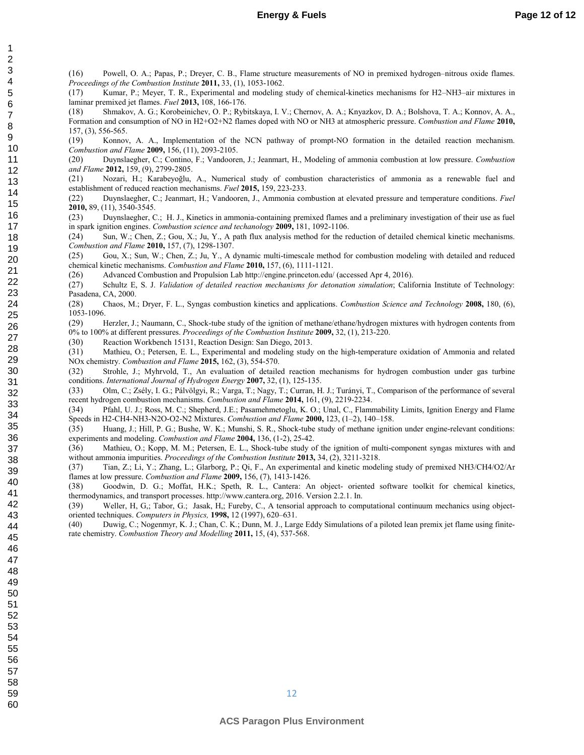(16) Powell, O. A.; Papas, P.; Dreyer, C. B., Flame structure measurements of NO in premixed hydrogen–nitrous oxide flames. *Proceedings of the Combustion Institute* **2011,** 33, (1), 1053-1062.

(17) Kumar, P.; Meyer, T. R., Experimental and modeling study of chemical-kinetics mechanisms for H2–NH3–air mixtures in laminar premixed jet flames. *Fuel* **2013,** 108, 166-176.

(18) Shmakov, A. G.; Korobeinichev, O. P.; Rybitskaya, I. V.; Chernov, A. A.; Knyazkov, D. A.; Bolshova, T. A.; Konnov, A. A., Formation and consumption of NO in H2+O2+N2 flames doped with NO or NH3 at atmospheric pressure. *Combustion and Flame* **2010,** 157, (3), 556-565.

(19) Konnov, A. A., Implementation of the NCN pathway of prompt-NO formation in the detailed reaction mechanism. *Combustion and Flame* **2009,** 156, (11), 2093-2105.

(20) Duynslaegher, C.; Contino, F.; Vandooren, J.; Jeanmart, H., Modeling of ammonia combustion at low pressure. *Combustion and Flame* **2012,** 159, (9), 2799-2805.

(21) Nozari, H.; Karabeyoğlu, A., Numerical study of combustion characteristics of ammonia as a renewable fuel and establishment of reduced reaction mechanisms. *Fuel* **2015,** 159, 223-233.

(22) Duynslaegher, C.; Jeanmart, H.; Vandooren, J., Ammonia combustion at elevated pressure and temperature conditions. *Fuel* **2010,** 89, (11), 3540-3545.

(23) Duynslaegher, C.; H. J., Kinetics in ammonia-containing premixed flames and a preliminary investigation of their use as fuel in spark ignition engines. *Combustion science and techanology* **2009,** 181, 1092-1106.

(24) Sun, W.; Chen, Z.; Gou, X.; Ju, Y., A path flux analysis method for the reduction of detailed chemical kinetic mechanisms. *Combustion and Flame* **2010,** 157, (7), 1298-1307.

(25) Gou, X.; Sun, W.; Chen, Z.; Ju, Y., A dynamic multi-timescale method for combustion modeling with detailed and reduced chemical kinetic mechanisms. *Combustion and Flame* **2010,** 157, (6), 1111-1121.

(26) Advanced Combustion and Propulsion Lab http://engine.princeton.edu/ (accessed Apr 4, 2016).

(27) Schultz E, S. J. *Validation of detailed reaction mechanisms for detonation simulation*; California Institute of Technology: Pasadena, CA, 2000.

(28) Chaos, M.; Dryer, F. L., Syngas combustion kinetics and applications. *Combustion Science and Technology* **2008,** 180, (6), 1053-1096.

(29) Herzler, J.; Naumann, C., Shock-tube study of the ignition of methane/ethane/hydrogen mixtures with hydrogen contents from 0% to 100% at different pressures. *Proceedings of the Combustion Institute* **2009,** 32, (1), 213-220.

(30) Reaction Workbench 15131, Reaction Design: San Diego, 2013.

(31) Mathieu, O.; Petersen, E. L., Experimental and modeling study on the high-temperature oxidation of Ammonia and related NOx chemistry. *Combustion and Flame* **2015,** 162, (3), 554-570.

(32) Strohle, J.; Myhrvold, T., An evaluation of detailed reaction mechanisms for hydrogen combustion under gas turbine conditions. *International Journal of Hydrogen Energy* **2007,** 32, (1), 125-135.

(33) Olm, C.; Zsély, I. G.; Pálvölgyi, R.; Varga, T.; Nagy, T.; Curran, H. J.; Turányi, T., Comparison of the performance of several recent hydrogen combustion mechanisms. *Combustion and Flame* **2014,** 161, (9), 2219-2234.

(34) Pfahl, U. J.; Ross, M. C.; Shepherd, J.E.; Pasamehmetoglu, K. O.; Unal, C., Flammability Limits, Ignition Energy and Flame Speeds in H2-CH4-NH3-N2O-O2-N2 Mixtures. *Combustion and Flame* **2000,** 123, (1–2), 140–158.

(35) Huang, J.; Hill, P. G.; Bushe, W. K.; Munshi, S. R., Shock-tube study of methane ignition under engine-relevant conditions: experiments and modeling. *Combustion and Flame* **2004,** 136, (1-2), 25-42.

(36) Mathieu, O.; Kopp, M. M.; Petersen, E. L., Shock-tube study of the ignition of multi-component syngas mixtures with and without ammonia impurities. *Proceedings of the Combustion Institute* **2013,** 34, (2), 3211-3218.

(37) Tian, Z.; Li, Y.; Zhang, L.; Glarborg, P.; Qi, F., An experimental and kinetic modeling study of premixed NH3/CH4/O2/Ar flames at low pressure. *Combustion and Flame* **2009,** 156, (7), 1413-1426.

(38) Goodwin, D. G.; Moffat, H.K.; Speth, R. L., Cantera: An object- oriented software toolkit for chemical kinetics, thermodynamics, and transport processes. http://www.cantera.org, 2016. Version 2.2.1. In.

(39) Weller, H, G,; Tabor, G.; Jasak, H,; Fureby, C., A tensorial approach to computational continuum mechanics using object-oriented techniques. *Computers in Physics,* **1998,** 12 (1997), 620–631.

(40) Duwig, C.; Nogenmyr, K. J.; Chan, C. K.; Dunn, M. J., Large Eddy Simulations of a piloted lean premix jet flame using finite-rate chemistry. *Combustion Theory and Modelling* **2011,** 15, (4), 537-568.